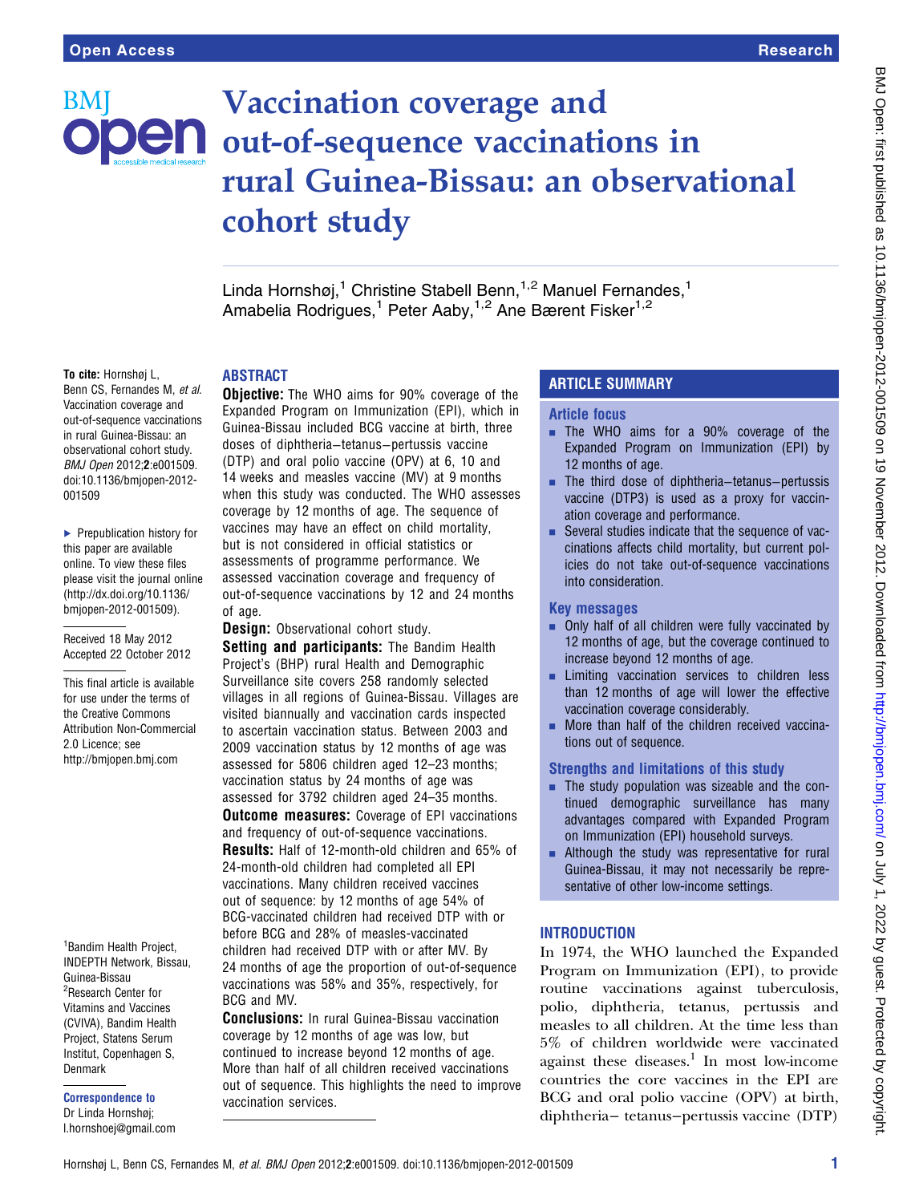# Vaccination coverage and out-of-sequence vaccinations in rural Guinea-Bissau: an observational cohort study

Linda Hornshøj,[1] Christine Stabell Benn,[1,2] Manuel Fernandes,[1] Amabelia Rodrigues,[1] Peter Aaby,[1,2] Ane Bærent Fisker[1,2]

**To cite:** Hornshøj L, Benn CS, Fernandes M, *et al*. Vaccination coverage and out-of-sequence vaccinations in rural Guinea-Bissau: an observational cohort study. *BMJ Open* 2012;**2**:e001509. doi:10.1136/bmjopen-2012-001509

► Prepublication history for this paper are available online. To view these files please visit the journal online (http://dx.doi.org/10.1136/bmjopen-2012-001509).

Received 18 May 2012
Accepted 22 October 2012

This final article is available for use under the terms of the Creative Commons Attribution Non-Commercial 2.0 Licence; see http://bmjopen.bmj.com

[1]Bandim Health Project, INDEPTH Network, Bissau, Guinea-Bissau
[2]Research Center for Vitamins and Vaccines (CVIVA), Bandim Health Project, Statens Serum Institut, Copenhagen S, Denmark

**Correspondence to**
Dr Linda Hornshøj; l.hornshoej@gmail.com

## ABSTRACT

**Objective:** The WHO aims for 90% coverage of the Expanded Program on Immunization (EPI), which in Guinea-Bissau included BCG vaccine at birth, three doses of diphtheria–tetanus–pertussis vaccine (DTP) and oral polio vaccine (OPV) at 6, 10 and 14 weeks and measles vaccine (MV) at 9 months when this study was conducted. The WHO assesses coverage by 12 months of age. The sequence of vaccines may have an effect on child mortality, but is not considered in official statistics or assessments of programme performance. We assessed vaccination coverage and frequency of out-of-sequence vaccinations by 12 and 24 months of age.

**Design:** Observational cohort study.

**Setting and participants:** The Bandim Health Project's (BHP) rural Health and Demographic Surveillance site covers 258 randomly selected villages in all regions of Guinea-Bissau. Villages are visited biannually and vaccination cards inspected to ascertain vaccination status. Between 2003 and 2009 vaccination status by 12 months of age was assessed for 5806 children aged 12–23 months; vaccination status by 24 months of age was assessed for 3792 children aged 24–35 months.

**Outcome measures:** Coverage of EPI vaccinations and frequency of out-of-sequence vaccinations.

**Results:** Half of 12-month-old children and 65% of 24-month-old children had completed all EPI vaccinations. Many children received vaccines out of sequence: by 12 months of age 54% of BCG-vaccinated children had received DTP with or before BCG and 28% of measles-vaccinated children had received DTP with or after MV. By 24 months of age the proportion of out-of-sequence vaccinations was 58% and 35%, respectively, for BCG and MV.

**Conclusions:** In rural Guinea-Bissau vaccination coverage by 12 months of age was low, but continued to increase beyond 12 months of age. More than half of all children received vaccinations out of sequence. This highlights the need to improve vaccination services.

## ARTICLE SUMMARY

### Article focus

- The WHO aims for a 90% coverage of the Expanded Program on Immunization (EPI) by 12 months of age.
- The third dose of diphtheria–tetanus–pertussis vaccine (DTP3) is used as a proxy for vaccination coverage and performance.
- Several studies indicate that the sequence of vaccinations affects child mortality, but current policies do not take out-of-sequence vaccinations into consideration.

### Key messages

- Only half of all children were fully vaccinated by 12 months of age, but the coverage continued to increase beyond 12 months of age.
- Limiting vaccination services to children less than 12 months of age will lower the effective vaccination coverage considerably.
- More than half of the children received vaccinations out of sequence.

### Strengths and limitations of this study

- The study population was sizeable and the continued demographic surveillance has many advantages compared with Expanded Program on Immunization (EPI) household surveys.
- Although the study was representative for rural Guinea-Bissau, it may not necessarily be representative of other low-income settings.

## INTRODUCTION

In 1974, the WHO launched the Expanded Program on Immunization (EPI), to provide routine vaccinations against tuberculosis, polio, diphtheria, tetanus, pertussis and measles to all children. At the time less than 5% of children worldwide were vaccinated against these diseases.[1] In most low-income countries the core vaccines in the EPI are BCG and oral polio vaccine (OPV) at birth, diphtheria– tetanus–pertussis vaccine (DTP)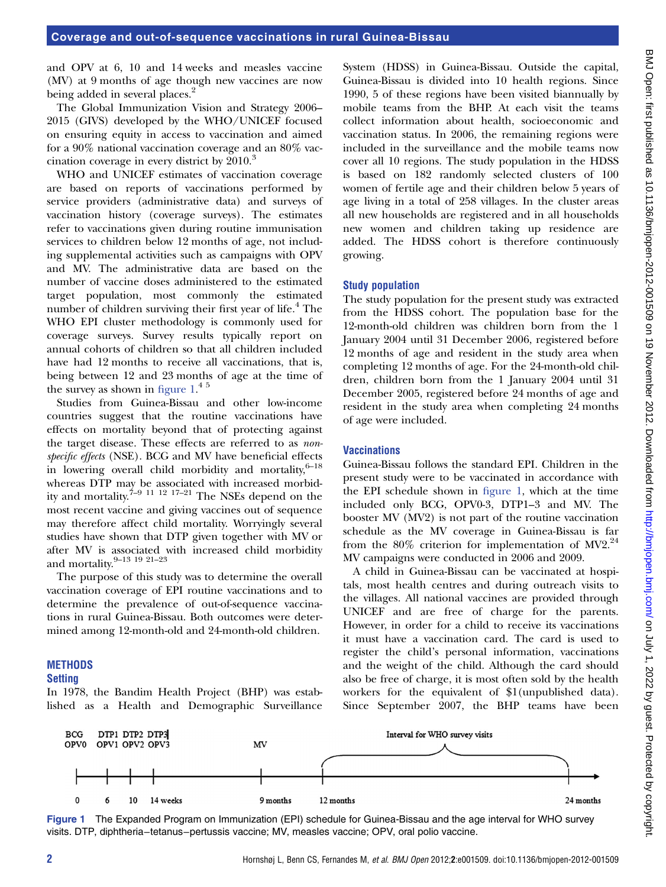and OPV at 6, 10 and 14 weeks and measles vaccine (MV) at 9 months of age though new vaccines are now being added in several places.[2]

The Global Immunization Vision and Strategy 2006–2015 (GIVS) developed by the WHO/UNICEF focused on ensuring equity in access to vaccination and aimed for a 90% national vaccination coverage and an 80% vaccination coverage in every district by 2010.[3]

WHO and UNICEF estimates of vaccination coverage are based on reports of vaccinations performed by service providers (administrative data) and surveys of vaccination history (coverage surveys). The estimates refer to vaccinations given during routine immunisation services to children below 12 months of age, not including supplemental activities such as campaigns with OPV and MV. The administrative data are based on the number of vaccine doses administered to the estimated target population, most commonly the estimated number of children surviving their first year of life.[4] The WHO EPI cluster methodology is commonly used for coverage surveys. Survey results typically report on annual cohorts of children so that all children included have had 12 months to receive all vaccinations, that is, being between 12 and 23 months of age at the time of the survey as shown in figure 1.[4 5]

Studies from Guinea-Bissau and other low-income countries suggest that the routine vaccinations have effects on mortality beyond that of protecting against the target disease. These effects are referred to as *non-specific effects* (NSE). BCG and MV have beneficial effects in lowering overall child morbidity and mortality,[6–18] whereas DTP may be associated with increased morbidity and mortality.[7–9 11 12 17–21] The NSEs depend on the most recent vaccine and giving vaccines out of sequence may therefore affect child mortality. Worryingly several studies have shown that DTP given together with MV or after MV is associated with increased child morbidity and mortality.[9–13 19 21–23]

The purpose of this study was to determine the overall vaccination coverage of EPI routine vaccinations and to determine the prevalence of out-of-sequence vaccinations in rural Guinea-Bissau. Both outcomes were determined among 12-month-old and 24-month-old children.

## METHODS

### Setting

In 1978, the Bandim Health Project (BHP) was established as a Health and Demographic Surveillance System (HDSS) in Guinea-Bissau. Outside the capital, Guinea-Bissau is divided into 10 health regions. Since 1990, 5 of these regions have been visited biannually by mobile teams from the BHP. At each visit the teams collect information about health, socioeconomic and vaccination status. In 2006, the remaining regions were included in the surveillance and the mobile teams now cover all 10 regions. The study population in the HDSS is based on 182 randomly selected clusters of 100 women of fertile age and their children below 5 years of age living in a total of 258 villages. In the cluster areas all new households are registered and in all households new women and children taking up residence are added. The HDSS cohort is therefore continuously growing.

### Study population

The study population for the present study was extracted from the HDSS cohort. The population base for the 12-month-old children was children born from the 1 January 2004 until 31 December 2006, registered before 12 months of age and resident in the study area when completing 12 months of age. For the 24-month-old children, children born from the 1 January 2004 until 31 December 2005, registered before 24 months of age and resident in the study area when completing 24 months of age were included.

### Vaccinations

Guinea-Bissau follows the standard EPI. Children in the present study were to be vaccinated in accordance with the EPI schedule shown in figure 1, which at the time included only BCG, OPV0-3, DTP1–3 and MV. The booster MV (MV2) is not part of the routine vaccination schedule as the MV coverage in Guinea-Bissau is far from the 80% criterion for implementation of MV2.[24] MV campaigns were conducted in 2006 and 2009.

A child in Guinea-Bissau can be vaccinated at hospitals, most health centres and during outreach visits to the villages. All national vaccines are provided through UNICEF and are free of charge for the parents. However, in order for a child to receive its vaccinations it must have a vaccination card. The card is used to register the child's personal information, vaccinations and the weight of the child. Although the card should also be free of charge, it is most often sold by the health workers for the equivalent of $1(unpublished data). Since September 2007, the BHP teams have been

Figure 1 The Expanded Program on Immunization (EPI) schedule for Guinea-Bissau and the age interval for WHO survey visits. DTP, diphtheria–tetanus–pertussis vaccine; MV, measles vaccine; OPV, oral polio vaccine.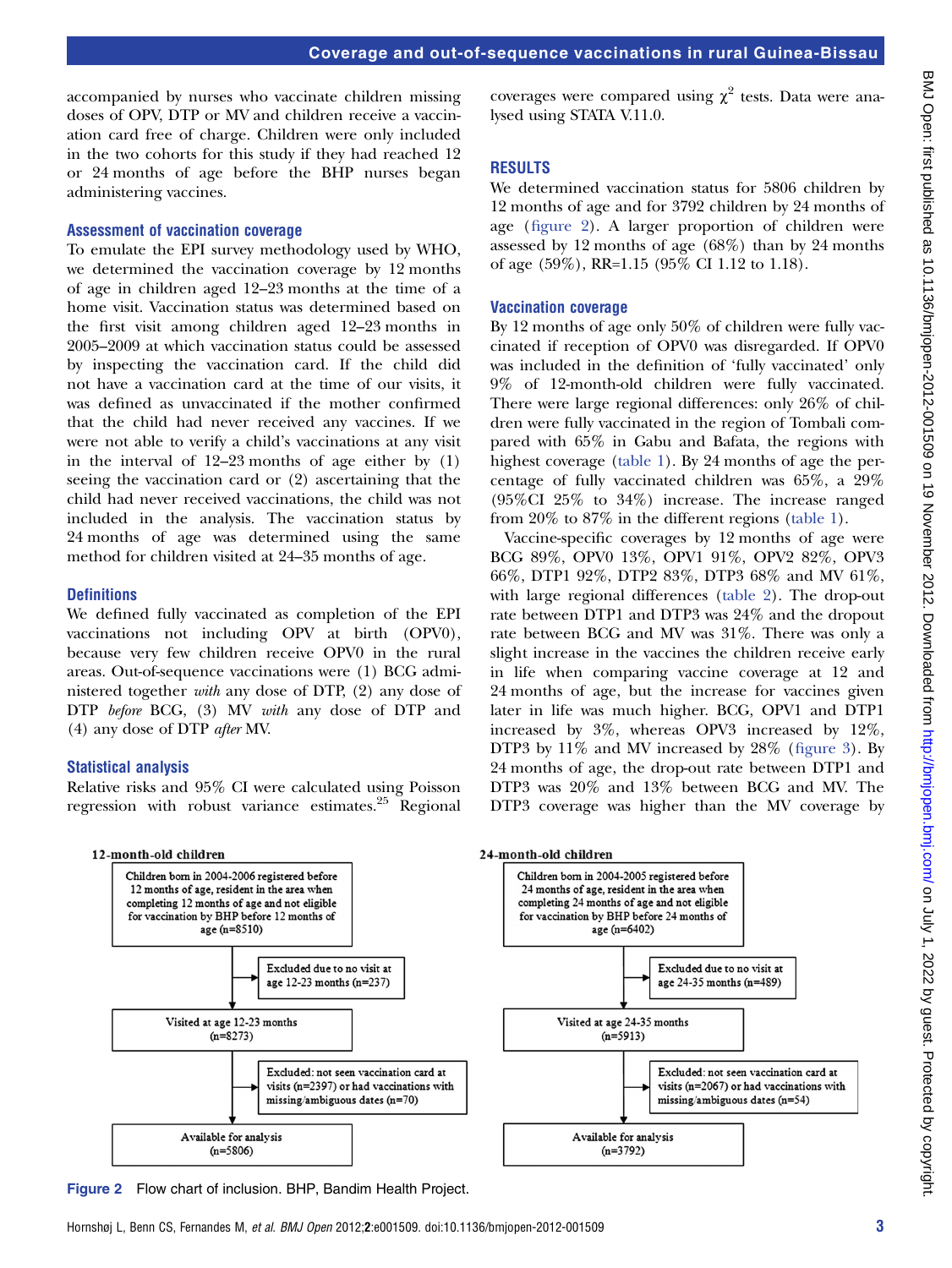accompanied by nurses who vaccinate children missing doses of OPV, DTP or MV and children receive a vaccination card free of charge. Children were only included in the two cohorts for this study if they had reached 12 or 24 months of age before the BHP nurses began administering vaccines.

### Assessment of vaccination coverage

To emulate the EPI survey methodology used by WHO, we determined the vaccination coverage by 12 months of age in children aged 12–23 months at the time of a home visit. Vaccination status was determined based on the first visit among children aged 12–23 months in 2005–2009 at which vaccination status could be assessed by inspecting the vaccination card. If the child did not have a vaccination card at the time of our visits, it was defined as unvaccinated if the mother confirmed that the child had never received any vaccines. If we were not able to verify a child's vaccinations at any visit in the interval of 12–23 months of age either by (1) seeing the vaccination card or (2) ascertaining that the child had never received vaccinations, the child was not included in the analysis. The vaccination status by 24 months of age was determined using the same method for children visited at 24–35 months of age.

### Definitions

We defined fully vaccinated as completion of the EPI vaccinations not including OPV at birth (OPV0), because very few children receive OPV0 in the rural areas. Out-of-sequence vaccinations were (1) BCG administered together *with* any dose of DTP, (2) any dose of DTP *before* BCG, (3) MV *with* any dose of DTP and (4) any dose of DTP *after* MV.

### Statistical analysis

Relative risks and 95% CI were calculated using Poisson regression with robust variance estimates.[25] Regional coverages were compared using $\chi^2$ tests. Data were analysed using STATA V.11.0.

## RESULTS

We determined vaccination status for 5806 children by 12 months of age and for 3792 children by 24 months of age (figure 2). A larger proportion of children were assessed by 12 months of age (68%) than by 24 months of age (59%), RR=1.15 (95% CI 1.12 to 1.18).

### Vaccination coverage

By 12 months of age only 50% of children were fully vaccinated if reception of OPV0 was disregarded. If OPV0 was included in the definition of 'fully vaccinated' only 9% of 12-month-old children were fully vaccinated. There were large regional differences: only 26% of children were fully vaccinated in the region of Tombali compared with 65% in Gabu and Bafata, the regions with highest coverage (table 1). By 24 months of age the percentage of fully vaccinated children was 65%, a 29% (95%CI 25% to 34%) increase. The increase ranged from 20% to 87% in the different regions (table 1).

Vaccine-specific coverages by 12 months of age were BCG 89%, OPV0 13%, OPV1 91%, OPV2 82%, OPV3 66%, DTP1 92%, DTP2 83%, DTP3 68% and MV 61%, with large regional differences (table 2). The drop-out rate between DTP1 and DTP3 was 24% and the dropout rate between BCG and MV was 31%. There was only a slight increase in the vaccines the children receive early in life when comparing vaccine coverage at 12 and 24 months of age, but the increase for vaccines given later in life was much higher. BCG, OPV1 and DTP1 increased by 3%, whereas OPV3 increased by 12%, DTP3 by 11% and MV increased by 28% (figure 3). By 24 months of age, the drop-out rate between DTP1 and DTP3 was 20% and 13% between BCG and MV. The DTP3 coverage was higher than the MV coverage by

**12-month-old children**

Children born in 2004-2006 registered before 12 months of age, resident in the area when completing 12 months of age and not eligible for vaccination by BHP before 12 months of age (n=8510)
→ Excluded due to no visit at age 12-23 months (n=237)
↓
Visited at age 12-23 months (n=8273)
→ Excluded: not seen vaccination card at visits (n=2397) or had vaccinations with missing/ambiguous dates (n=70)
↓
Available for analysis (n=5806)

**24-month-old children**

Children born in 2004-2005 registered before 24 months of age, resident in the area when completing 24 months of age and not eligible for vaccination by BHP before 24 months of age (n=6402)
→ Excluded due to no visit at age 24-35 months (n=489)
↓
Visited at age 24-35 months (n=5913)
→ Excluded: not seen vaccination card at visits (n=2067) or had vaccinations with missing/ambiguous dates (n=54)
↓
Available for analysis (n=3792)

**Figure 2** Flow chart of inclusion. BHP, Bandim Health Project.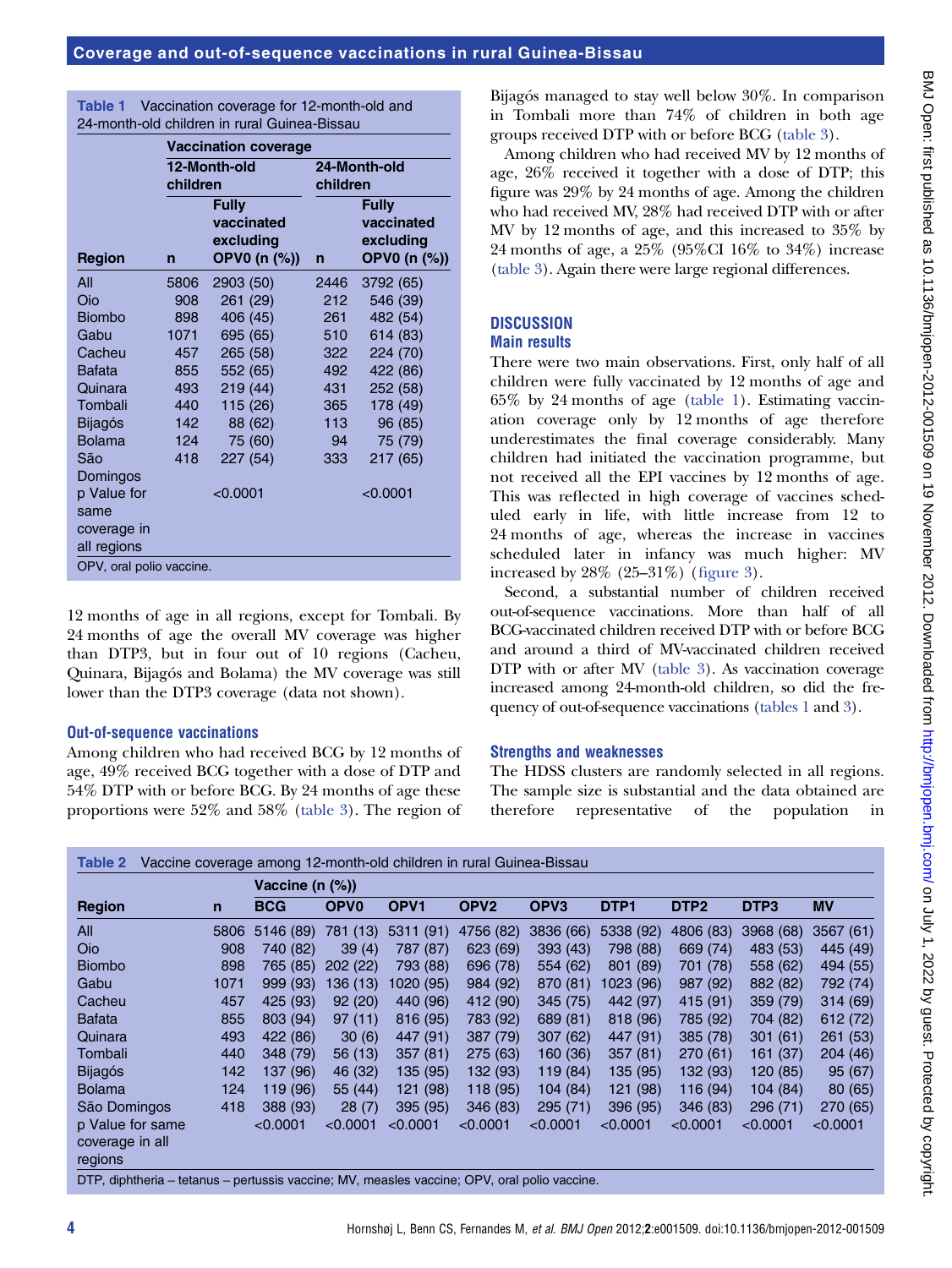**Table 1** Vaccination coverage for 12-month-old and 24-month-old children in rural Guinea-Bissau

| | Vaccination coverage | | | |
|---|---|---|---|---|
| | 12-Month-old children | | 24-Month-old children | |
| Region | n | Fully vaccinated excluding OPV0 (n (%)) | n | Fully vaccinated excluding OPV0 (n (%)) |
| All | 5806 | 2903 (50) | 2446 | 3792 (65) |
| Oio | 908 | 261 (29) | 212 | 546 (39) |
| Biombo | 898 | 406 (45) | 261 | 482 (54) |
| Gabu | 1071 | 695 (65) | 510 | 614 (83) |
| Cacheu | 457 | 265 (58) | 322 | 224 (70) |
| Bafata | 855 | 552 (65) | 492 | 422 (86) |
| Quinara | 493 | 219 (44) | 431 | 252 (58) |
| Tombali | 440 | 115 (26) | 365 | 178 (49) |
| Bijagós | 142 | 88 (62) | 113 | 96 (85) |
| Bolama | 124 | 75 (60) | 94 | 75 (79) |
| São Domingos | 418 | 227 (54) | 333 | 217 (65) |
| p Value for same coverage in all regions | | <0.0001 | | <0.0001 |

OPV, oral polio vaccine.

12 months of age in all regions, except for Tombali. By 24 months of age the overall MV coverage was higher than DTP3, but in four out of 10 regions (Cacheu, Quinara, Bijagós and Bolama) the MV coverage was still lower than the DTP3 coverage (data not shown).

### Out-of-sequence vaccinations

Among children who had received BCG by 12 months of age, 49% received BCG together with a dose of DTP and 54% DTP with or before BCG. By 24 months of age these proportions were 52% and 58% (table 3). The region of Bijagós managed to stay well below 30%. In comparison in Tombali more than 74% of children in both age groups received DTP with or before BCG (table 3).

Among children who had received MV by 12 months of age, 26% received it together with a dose of DTP; this figure was 29% by 24 months of age. Among the children who had received MV, 28% had received DTP with or after MV by 12 months of age, and this increased to 35% by 24 months of age, a 25% (95%CI 16% to 34%) increase (table 3). Again there were large regional differences.

## DISCUSSION

### Main results

There were two main observations. First, only half of all children were fully vaccinated by 12 months of age and 65% by 24 months of age (table 1). Estimating vaccination coverage only by 12 months of age therefore underestimates the final coverage considerably. Many children had initiated the vaccination programme, but not received all the EPI vaccines by 12 months of age. This was reflected in high coverage of vaccines scheduled early in life, with little increase from 12 to 24 months of age, whereas the increase in vaccines scheduled later in infancy was much higher: MV increased by 28% (25–31%) (figure 3).

Second, a substantial number of children received out-of-sequence vaccinations. More than half of all BCG-vaccinated children received DTP with or before BCG and around a third of MV-vaccinated children received DTP with or after MV (table 3). As vaccination coverage increased among 24-month-old children, so did the frequency of out-of-sequence vaccinations (tables 1 and 3).

### Strengths and weaknesses

The HDSS clusters are randomly selected in all regions. The sample size is substantial and the data obtained are therefore representative of the population in

**Table 2** Vaccine coverage among 12-month-old children in rural Guinea-Bissau

| | | Vaccine (n (%)) | | | | | | | | |
|---|---|---|---|---|---|---|---|---|---|---|
| Region | n | BCG | OPV0 | OPV1 | OPV2 | OPV3 | DTP1 | DTP2 | DTP3 | MV |
| All | 5806 | 5146 (89) | 781 (13) | 5311 (91) | 4756 (82) | 3836 (66) | 5338 (92) | 4806 (83) | 3968 (68) | 3567 (61) |
| Oio | 908 | 740 (82) | 39 (4) | 787 (87) | 623 (69) | 393 (43) | 798 (88) | 669 (74) | 483 (53) | 445 (49) |
| Biombo | 898 | 765 (85) | 202 (22) | 793 (88) | 696 (78) | 554 (62) | 801 (89) | 701 (78) | 558 (62) | 494 (55) |
| Gabu | 1071 | 999 (93) | 136 (13) | 1020 (95) | 984 (92) | 870 (81) | 1023 (96) | 987 (92) | 882 (82) | 792 (74) |
| Cacheu | 457 | 425 (93) | 92 (20) | 440 (96) | 412 (90) | 345 (75) | 442 (97) | 415 (91) | 359 (79) | 314 (69) |
| Bafata | 855 | 803 (94) | 97 (11) | 816 (95) | 783 (92) | 689 (81) | 818 (96) | 785 (92) | 704 (82) | 612 (72) |
| Quinara | 493 | 422 (86) | 30 (6) | 447 (91) | 387 (79) | 307 (62) | 447 (91) | 385 (78) | 301 (61) | 261 (53) |
| Tombali | 440 | 348 (79) | 56 (13) | 357 (81) | 275 (63) | 160 (36) | 357 (81) | 270 (61) | 161 (37) | 204 (46) |
| Bijagós | 142 | 137 (96) | 46 (32) | 135 (95) | 132 (93) | 119 (84) | 135 (95) | 132 (93) | 120 (85) | 95 (67) |
| Bolama | 124 | 119 (96) | 55 (44) | 121 (98) | 118 (95) | 104 (84) | 121 (98) | 116 (94) | 104 (84) | 80 (65) |
| São Domingos | 418 | 388 (93) | 28 (7) | 395 (95) | 346 (83) | 295 (71) | 396 (95) | 346 (83) | 296 (71) | 270 (65) |
| p Value for same coverage in all regions | | <0.0001 | <0.0001 | <0.0001 | <0.0001 | <0.0001 | <0.0001 | <0.0001 | <0.0001 | <0.0001 |

DTP, diphtheria – tetanus – pertussis vaccine; MV, measles vaccine; OPV, oral polio vaccine.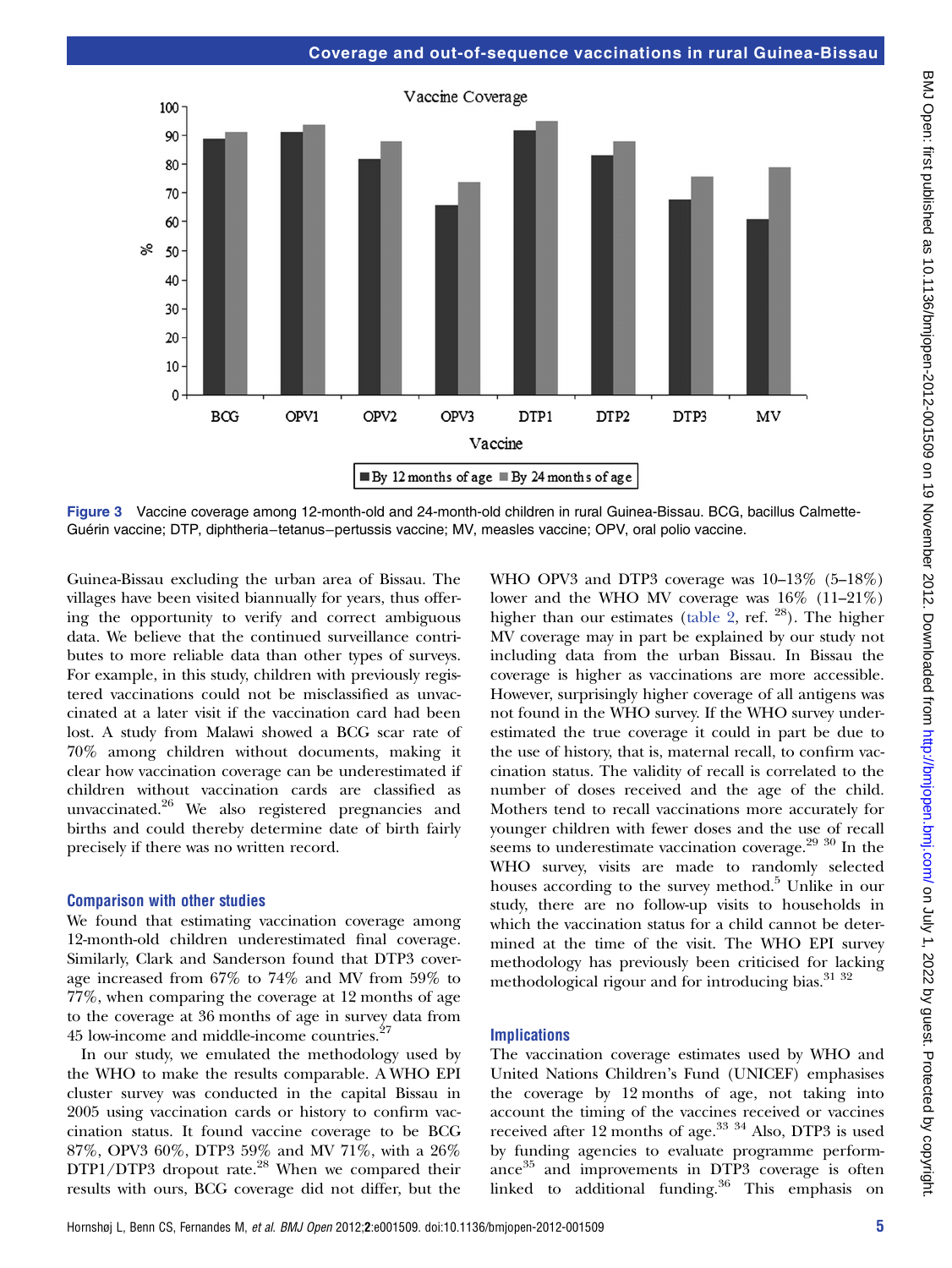Figure 3 Vaccine coverage among 12-month-old and 24-month-old children in rural Guinea-Bissau. BCG, bacillus Calmette-Guérin vaccine; DTP, diphtheria–tetanus–pertussis vaccine; MV, measles vaccine; OPV, oral polio vaccine.

Guinea-Bissau excluding the urban area of Bissau. The villages have been visited biannually for years, thus offering the opportunity to verify and correct ambiguous data. We believe that the continued surveillance contributes to more reliable data than other types of surveys. For example, in this study, children with previously registered vaccinations could not be misclassified as unvaccinated at a later visit if the vaccination card had been lost. A study from Malawi showed a BCG scar rate of 70% among children without documents, making it clear how vaccination coverage can be underestimated if children without vaccination cards are classified as unvaccinated.[26] We also registered pregnancies and births and could thereby determine date of birth fairly precisely if there was no written record.

### Comparison with other studies

We found that estimating vaccination coverage among 12-month-old children underestimated final coverage. Similarly, Clark and Sanderson found that DTP3 coverage increased from 67% to 74% and MV from 59% to 77%, when comparing the coverage at 12 months of age to the coverage at 36 months of age in survey data from 45 low-income and middle-income countries.[27]

In our study, we emulated the methodology used by the WHO to make the results comparable. A WHO EPI cluster survey was conducted in the capital Bissau in 2005 using vaccination cards or history to confirm vaccination status. It found vaccine coverage to be BCG 87%, OPV3 60%, DTP3 59% and MV 71%, with a 26% DTP1/DTP3 dropout rate.[28] When we compared their results with ours, BCG coverage did not differ, but the WHO OPV3 and DTP3 coverage was 10–13% (5–18%) lower and the WHO MV coverage was 16% (11–21%) higher than our estimates (table 2, ref. [28]). The higher MV coverage may in part be explained by our study not including data from the urban Bissau. In Bissau the coverage is higher as vaccinations are more accessible. However, surprisingly higher coverage of all antigens was not found in the WHO survey. If the WHO survey underestimated the true coverage it could in part be due to the use of history, that is, maternal recall, to confirm vaccination status. The validity of recall is correlated to the number of doses received and the age of the child. Mothers tend to recall vaccinations more accurately for younger children with fewer doses and the use of recall seems to underestimate vaccination coverage.[29 30] In the WHO survey, visits are made to randomly selected houses according to the survey method.[5] Unlike in our study, there are no follow-up visits to households in which the vaccination status for a child cannot be determined at the time of the visit. The WHO EPI survey methodology has previously been criticised for lacking methodological rigour and for introducing bias.[31 32]

### Implications

The vaccination coverage estimates used by WHO and United Nations Children's Fund (UNICEF) emphasises the coverage by 12 months of age, not taking into account the timing of the vaccines received or vaccines received after 12 months of age.[33 34] Also, DTP3 is used by funding agencies to evaluate programme performance[35] and improvements in DTP3 coverage is often linked to additional funding.[36] This emphasis on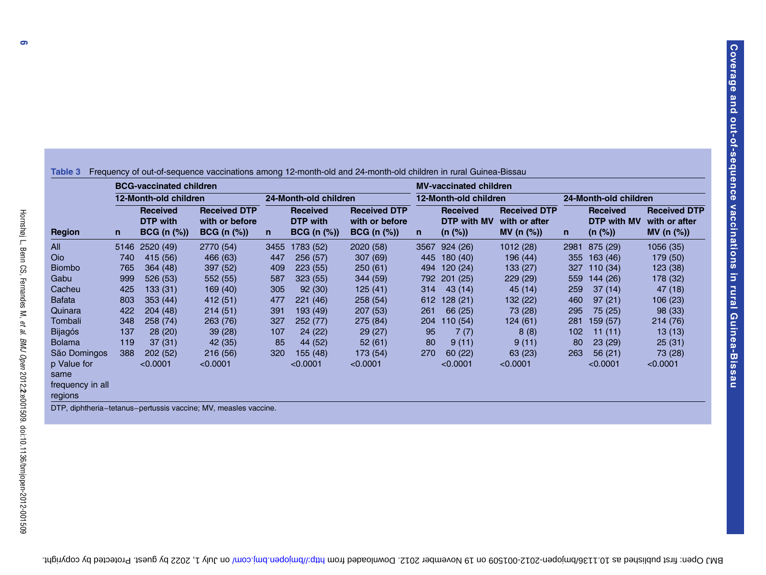**Table 3** Frequency of out-of-sequence vaccinations among 12-month-old and 24-month-old children in rural Guinea-Bissau

| | BCG-vaccinated children | | | | | | MV-vaccinated children | | | | | |
|---|---|---|---|---|---|---|---|---|---|---|---|---|
| | 12-Month-old children | | | 24-Month-old children | | | 12-Month-old children | | | 24-Month-old children | | |
| Region | n | Received DTP with BCG (n (%)) | Received DTP with or before BCG (n (%)) | n | Received DTP with BCG (n (%)) | Received DTP with or before BCG (n (%)) | n | Received DTP with MV (n (%)) | Received DTP with or after MV (n (%)) | n | Received DTP with MV (n (%)) | Received DTP with or after MV (n (%)) |
| All | 5146 | 2520 (49) | 2770 (54) | 3455 | 1783 (52) | 2020 (58) | 3567 | 924 (26) | 1012 (28) | 2981 | 875 (29) | 1056 (35) |
| Oio | 740 | 415 (56) | 466 (63) | 447 | 256 (57) | 307 (69) | 445 | 180 (40) | 196 (44) | 355 | 163 (46) | 179 (50) |
| Biombo | 765 | 364 (48) | 397 (52) | 409 | 223 (55) | 250 (61) | 494 | 120 (24) | 133 (27) | 327 | 110 (34) | 123 (38) |
| Gabu | 999 | 526 (53) | 552 (55) | 587 | 323 (55) | 344 (59) | 792 | 201 (25) | 229 (29) | 559 | 144 (26) | 178 (32) |
| Cacheu | 425 | 133 (31) | 169 (40) | 305 | 92 (30) | 125 (41) | 314 | 43 (14) | 45 (14) | 259 | 37 (14) | 47 (18) |
| Bafata | 803 | 353 (44) | 412 (51) | 477 | 221 (46) | 258 (54) | 612 | 128 (21) | 132 (22) | 460 | 97 (21) | 106 (23) |
| Quinara | 422 | 204 (48) | 214 (51) | 391 | 193 (49) | 207 (53) | 261 | 66 (25) | 73 (28) | 295 | 75 (25) | 98 (33) |
| Tombali | 348 | 258 (74) | 263 (76) | 327 | 252 (77) | 275 (84) | 204 | 110 (54) | 124 (61) | 281 | 159 (57) | 214 (76) |
| Bijagós | 137 | 28 (20) | 39 (28) | 107 | 24 (22) | 29 (27) | 95 | 7 (7) | 8 (8) | 102 | 11 (11) | 13 (13) |
| Bolama | 119 | 37 (31) | 42 (35) | 85 | 44 (52) | 52 (61) | 80 | 9 (11) | 9 (11) | 80 | 23 (29) | 25 (31) |
| São Domingos | 388 | 202 (52) | 216 (56) | 320 | 155 (48) | 173 (54) | 270 | 60 (22) | 63 (23) | 263 | 56 (21) | 73 (28) |
| p Value for same frequency in all regions | | <0.0001 | <0.0001 | | <0.0001 | <0.0001 | | <0.0001 | <0.0001 | | <0.0001 | <0.0001 |

DTP, diphtheria–tetanus–pertussis vaccine; MV, measles vaccine.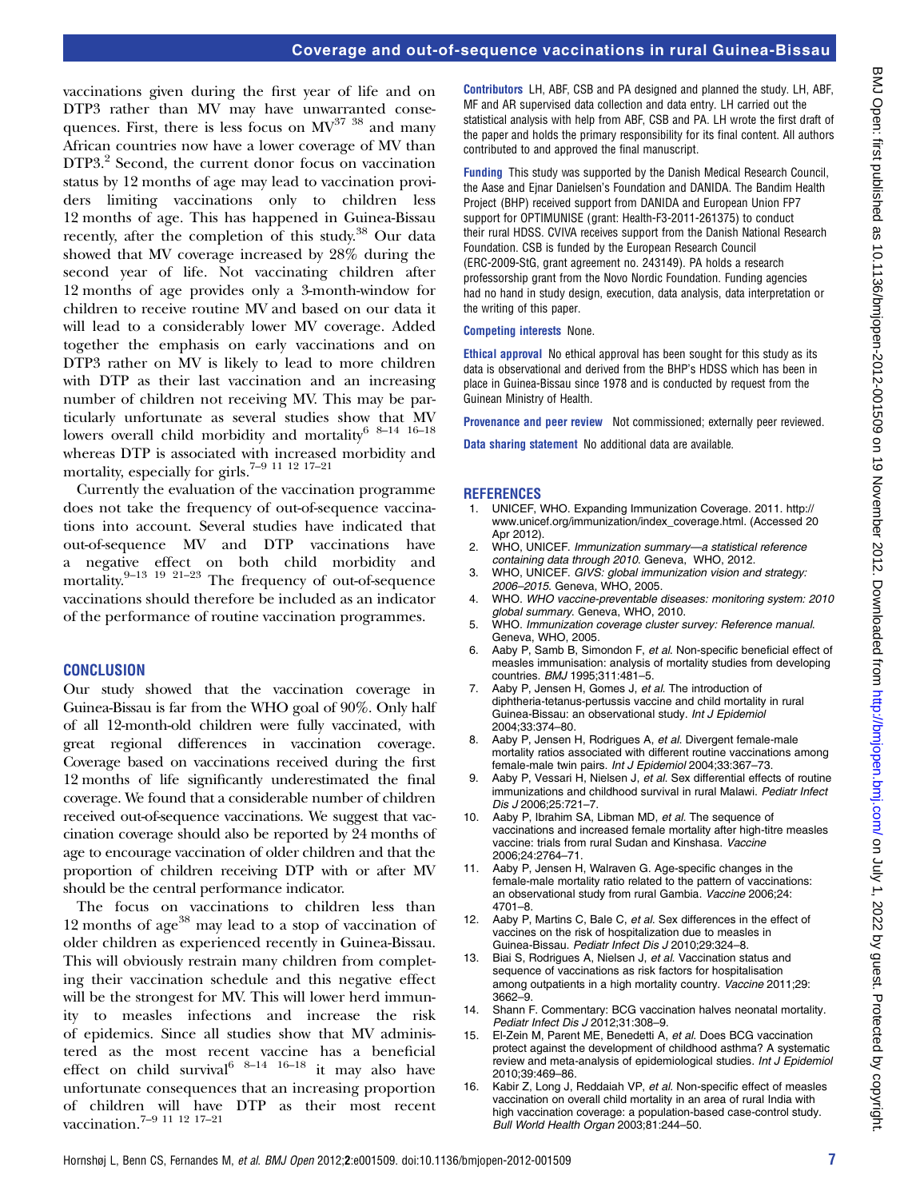vaccinations given during the first year of life and on DTP3 rather than MV may have unwarranted consequences. First, there is less focus on MV[37 38] and many African countries now have a lower coverage of MV than DTP3.[2] Second, the current donor focus on vaccination status by 12 months of age may lead to vaccination providers limiting vaccinations only to children less 12 months of age. This has happened in Guinea-Bissau recently, after the completion of this study.[38] Our data showed that MV coverage increased by 28% during the second year of life. Not vaccinating children after 12 months of age provides only a 3-month-window for children to receive routine MV and based on our data it will lead to a considerably lower MV coverage. Added together the emphasis on early vaccinations and on DTP3 rather on MV is likely to lead to more children with DTP as their last vaccination and an increasing number of children not receiving MV. This may be particularly unfortunate as several studies show that MV lowers overall child morbidity and mortality[6 8–14 16–18] whereas DTP is associated with increased morbidity and mortality, especially for girls.[7–9 11 12 17–21]

Currently the evaluation of the vaccination programme does not take the frequency of out-of-sequence vaccinations into account. Several studies have indicated that out-of-sequence MV and DTP vaccinations have a negative effect on both child morbidity and mortality.[9–13 19 21–23] The frequency of out-of-sequence vaccinations should therefore be included as an indicator of the performance of routine vaccination programmes.

## CONCLUSION

Our study showed that the vaccination coverage in Guinea-Bissau is far from the WHO goal of 90%. Only half of all 12-month-old children were fully vaccinated, with great regional differences in vaccination coverage. Coverage based on vaccinations received during the first 12 months of life significantly underestimated the final coverage. We found that a considerable number of children received out-of-sequence vaccinations. We suggest that vaccination coverage should also be reported by 24 months of age to encourage vaccination of older children and that the proportion of children receiving DTP with or after MV should be the central performance indicator.

The focus on vaccinations to children less than 12 months of age[38] may lead to a stop of vaccination of older children as experienced recently in Guinea-Bissau. This will obviously restrain many children from completing their vaccination schedule and this negative effect will be the strongest for MV. This will lower herd immunity to measles infections and increase the risk of epidemics. Since all studies show that MV administered as the most recent vaccine has a beneficial effect on child survival[6 8–14 16–18] it may also have unfortunate consequences that an increasing proportion of children will have DTP as their most recent vaccination.[7–9 11 12 17–21]

**Contributors** LH, ABF, CSB and PA designed and planned the study. LH, ABF, MF and AR supervised data collection and data entry. LH carried out the statistical analysis with help from ABF, CSB and PA. LH wrote the first draft of the paper and holds the primary responsibility for its final content. All authors contributed to and approved the final manuscript.

**Funding** This study was supported by the Danish Medical Research Council, the Aase and Ejnar Danielsen's Foundation and DANIDA. The Bandim Health Project (BHP) received support from DANIDA and European Union FP7 support for OPTIMUNISE (grant: Health-F3-2011-261375) to conduct their rural HDSS. CVIVA receives support from the Danish National Research Foundation. CSB is funded by the European Research Council (ERC-2009-StG, grant agreement no. 243149). PA holds a research professorship grant from the Novo Nordic Foundation. Funding agencies had no hand in study design, execution, data analysis, data interpretation or the writing of this paper.

**Competing interests** None.

**Ethical approval** No ethical approval has been sought for this study as its data is observational and derived from the BHP's HDSS which has been in place in Guinea-Bissau since 1978 and is conducted by request from the Guinean Ministry of Health.

**Provenance and peer review** Not commissioned; externally peer reviewed.

**Data sharing statement** No additional data are available.

## REFERENCES

1. UNICEF, WHO. Expanding Immunization Coverage. 2011. http://www.unicef.org/immunization/index_coverage.html. (Accessed 20 Apr 2012).
2. WHO, UNICEF. *Immunization summary—a statistical reference containing data through 2010*. Geneva, WHO, 2012.
3. WHO, UNICEF. *GIVS: global immunization vision and strategy: 2006–2015*. Geneva, WHO, 2005.
4. WHO. *WHO vaccine-preventable diseases: monitoring system: 2010 global summary*. Geneva, WHO, 2010.
5. WHO. *Immunization coverage cluster survey: Reference manual*. Geneva, WHO, 2005.
6. Aaby P, Samb B, Simondon F, *et al*. Non-specific beneficial effect of measles immunisation: analysis of mortality studies from developing countries. *BMJ* 1995;311:481–5.
7. Aaby P, Jensen H, Gomes J, *et al*. The introduction of diphtheria-tetanus-pertussis vaccine and child mortality in rural Guinea-Bissau: an observational study. *Int J Epidemiol* 2004;33:374–80.
8. Aaby P, Jensen H, Rodrigues A, *et al*. Divergent female-male mortality ratios associated with different routine vaccinations among female-male twin pairs. *Int J Epidemiol* 2004;33:367–73.
9. Aaby P, Vessari H, Nielsen J, *et al*. Sex differential effects of routine immunizations and childhood survival in rural Malawi. *Pediatr Infect Dis J* 2006;25:721–7.
10. Aaby P, Ibrahim SA, Libman MD, *et al*. The sequence of vaccinations and increased female mortality after high-titre measles vaccine: trials from rural Sudan and Kinshasa. *Vaccine* 2006;24:2764–71.
11. Aaby P, Jensen H, Walraven G. Age-specific changes in the female-male mortality ratio related to the pattern of vaccinations: an observational study from rural Gambia. *Vaccine* 2006;24:4701–8.
12. Aaby P, Martins C, Bale C, *et al*. Sex differences in the effect of vaccines on the risk of hospitalization due to measles in Guinea-Bissau. *Pediatr Infect Dis J* 2010;29:324–8.
13. Biai S, Rodrigues A, Nielsen J, *et al*. Vaccination status and sequence of vaccinations as risk factors for hospitalisation among outpatients in a high mortality country. *Vaccine* 2011;29:3662–9.
14. Shann F. Commentary: BCG vaccination halves neonatal mortality. *Pediatr Infect Dis J* 2012;31:308–9.
15. El-Zein M, Parent ME, Benedetti A, *et al*. Does BCG vaccination protect against the development of childhood asthma? A systematic review and meta-analysis of epidemiological studies. *Int J Epidemiol* 2010;39:469–86.
16. Kabir Z, Long J, Reddaiah VP, *et al*. Non-specific effect of measles vaccination on overall child mortality in an area of rural India with high vaccination coverage: a population-based case-control study. *Bull World Health Organ* 2003;81:244–50.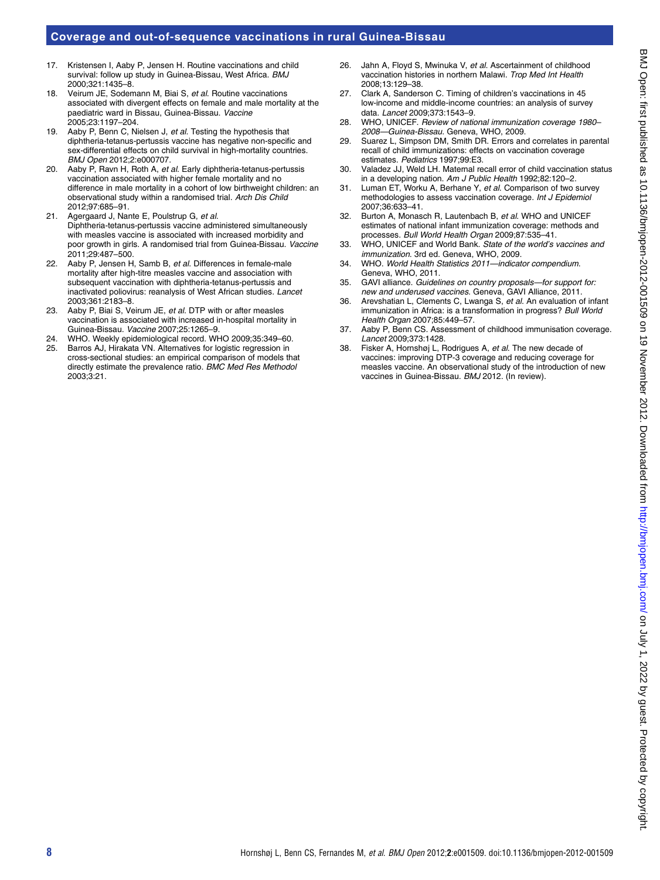17. Kristensen I, Aaby P, Jensen H. Routine vaccinations and child survival: follow up study in Guinea-Bissau, West Africa. *BMJ* 2000;321:1435–8.
18. Veirum JE, Sodemann M, Biai S, *et al*. Routine vaccinations associated with divergent effects on female and male mortality at the paediatric ward in Bissau, Guinea-Bissau. *Vaccine* 2005;23:1197–204.
19. Aaby P, Benn C, Nielsen J, *et al*. Testing the hypothesis that diphtheria-tetanus-pertussis vaccine has negative non-specific and sex-differential effects on child survival in high-mortality countries. *BMJ Open* 2012;2:e000707.
20. Aaby P, Ravn H, Roth A, *et al*. Early diphtheria-tetanus-pertussis vaccination associated with higher female mortality and no difference in male mortality in a cohort of low birthweight children: an observational study within a randomised trial. *Arch Dis Child* 2012;97:685–91.
21. Agergaard J, Nante E, Poulstrup G, *et al*. Diphtheria-tetanus-pertussis vaccine administered simultaneously with measles vaccine is associated with increased morbidity and poor growth in girls. A randomised trial from Guinea-Bissau. *Vaccine* 2011;29:487–500.
22. Aaby P, Jensen H, Samb B, *et al*. Differences in female-male mortality after high-titre measles vaccine and association with subsequent vaccination with diphtheria-tetanus-pertussis and inactivated poliovirus: reanalysis of West African studies. *Lancet* 2003;361:2183–8.
23. Aaby P, Biai S, Veirum JE, *et al*. DTP with or after measles vaccination is associated with increased in-hospital mortality in Guinea-Bissau. *Vaccine* 2007;25:1265–9.
24. WHO. Weekly epidemiological record. WHO 2009;35:349–60.
25. Barros AJ, Hirakata VN. Alternatives for logistic regression in cross-sectional studies: an empirical comparison of models that directly estimate the prevalence ratio. *BMC Med Res Methodol* 2003;3:21.
26. Jahn A, Floyd S, Mwinuka V, *et al*. Ascertainment of childhood vaccination histories in northern Malawi. *Trop Med Int Health* 2008;13:129–38.
27. Clark A, Sanderson C. Timing of children's vaccinations in 45 low-income and middle-income countries: an analysis of survey data. *Lancet* 2009;373:1543–9.
28. WHO, UNICEF. *Review of national immunization coverage 1980–2008—Guinea-Bissau*. Geneva, WHO, 2009.
29. Suarez L, Simpson DM, Smith DR. Errors and correlates in parental recall of child immunizations: effects on vaccination coverage estimates. *Pediatrics* 1997;99:E3.
30. Valadez JJ, Weld LH. Maternal recall error of child vaccination status in a developing nation. *Am J Public Health* 1992;82:120–2.
31. Luman ET, Worku A, Berhane Y, *et al*. Comparison of two survey methodologies to assess vaccination coverage. *Int J Epidemiol* 2007;36:633–41.
32. Burton A, Monasch R, Lautenbach B, *et al*. WHO and UNICEF estimates of national infant immunization coverage: methods and processes. *Bull World Health Organ* 2009;87:535–41.
33. WHO, UNICEF and World Bank. *State of the world's vaccines and immunization*. 3rd ed. Geneva, WHO, 2009.
34. WHO. *World Health Statistics 2011—indicator compendium*. Geneva, WHO, 2011.
35. GAVI alliance. *Guidelines on country proposals—for support for: new and underused vaccines*. Geneva, GAVI Alliance, 2011.
36. Arevshatian L, Clements C, Lwanga S, *et al*. An evaluation of infant immunization in Africa: is a transformation in progress? *Bull World Health Organ* 2007;85:449–57.
37. Aaby P, Benn CS. Assessment of childhood immunisation coverage. *Lancet* 2009;373:1428.
38. Fisker A, Hornshøj L, Rodrigues A, *et al*. The new decade of vaccines: improving DTP-3 coverage and reducing coverage for measles vaccine. An observational study of the introduction of new vaccines in Guinea-Bissau. *BMJ* 2012. (In review).